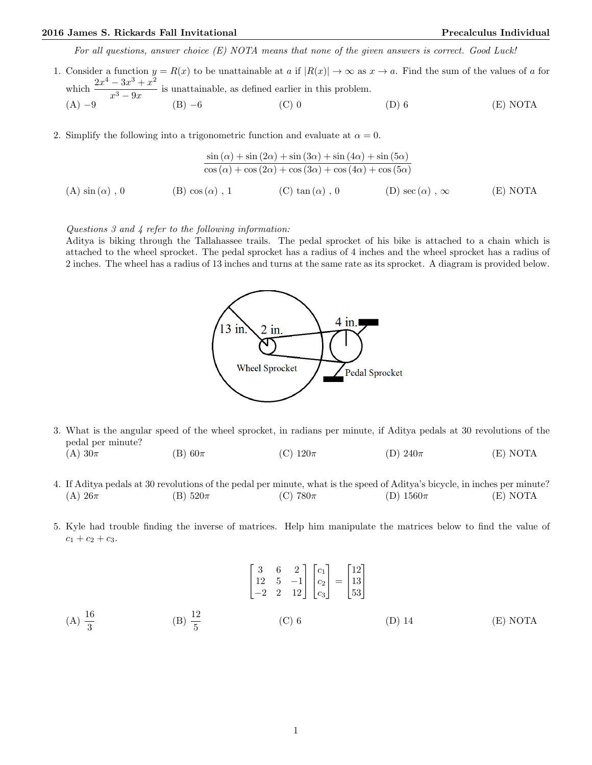**2016 James S. Rickards Fall Invitational** **Precalculus Individual**

*For all questions, answer choice (E) NOTA means that none of the given answers is correct. Good Luck!*

1. Consider a function $y = R(x)$ to be unattainable at $a$ if $|R(x)| \to \infty$ as $x \to a$. Find the sum of the values of $a$ for which $\dfrac{2x^4 - 3x^3 + x^2}{x^3 - 9x}$ is unattainable, as defined earlier in this problem.
(A) $-9$ (B) $-6$ (C) $0$ (D) $6$ (E) NOTA

2. Simplify the following into a trigonometric function and evaluate at $\alpha = 0$.

$$\frac{\sin(\alpha) + \sin(2\alpha) + \sin(3\alpha) + \sin(4\alpha) + \sin(5\alpha)}{\cos(\alpha) + \cos(2\alpha) + \cos(3\alpha) + \cos(4\alpha) + \cos(5\alpha)}$$

(A) $\sin(\alpha)$ , $0$ (B) $\cos(\alpha)$ , $1$ (C) $\tan(\alpha)$ , $0$ (D) $\sec(\alpha)$ , $\infty$ (E) NOTA

*Questions 3 and 4 refer to the following information:*
Aditya is biking through the Tallahassee trails. The pedal sprocket of his bike is attached to a chain which is attached to the wheel sprocket. The pedal sprocket has a radius of 4 inches and the wheel sprocket has a radius of 2 inches. The wheel has a radius of 13 inches and turns at the same rate as its sprocket. A diagram is provided below.

3. What is the angular speed of the wheel sprocket, in radians per minute, if Aditya pedals at 30 revolutions of the pedal per minute?
(A) $30\pi$ (B) $60\pi$ (C) $120\pi$ (D) $240\pi$ (E) NOTA

4. If Aditya pedals at 30 revolutions of the pedal per minute, what is the speed of Aditya's bicycle, in inches per minute?
(A) $26\pi$ (B) $520\pi$ (C) $780\pi$ (D) $1560\pi$ (E) NOTA

5. Kyle had trouble finding the inverse of matrices. Help him manipulate the matrices below to find the value of $c_1 + c_2 + c_3$.

$$\begin{bmatrix} 3 & 6 & 2 \\ 12 & 5 & -1 \\ -2 & 2 & 12 \end{bmatrix} \begin{bmatrix} c_1 \\ c_2 \\ c_3 \end{bmatrix} = \begin{bmatrix} 12 \\ 13 \\ 53 \end{bmatrix}$$

(A) $\dfrac{16}{3}$ (B) $\dfrac{12}{5}$ (C) $6$ (D) $14$ (E) NOTA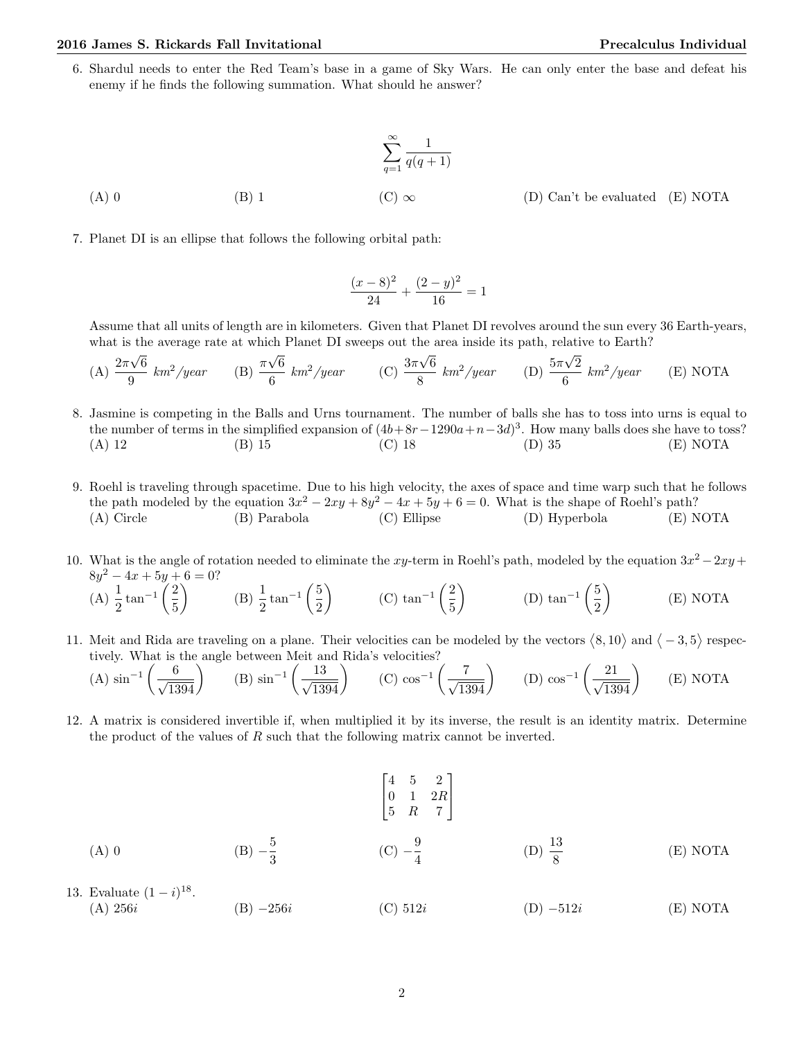6. Shardul needs to enter the Red Team's base in a game of Sky Wars. He can only enter the base and defeat his enemy if he finds the following summation. What should he answer?

$$\sum_{q=1}^{\infty} \frac{1}{q(q+1)}$$

(A) 0 (B) 1 (C) $\infty$ (D) Can't be evaluated (E) NOTA

7. Planet DI is an ellipse that follows the following orbital path:

$$\frac{(x-8)^2}{24} + \frac{(2-y)^2}{16} = 1$$

Assume that all units of length are in kilometers. Given that Planet DI revolves around the sun every 36 Earth-years, what is the average rate at which Planet DI sweeps out the area inside its path, relative to Earth?

(A) $\frac{2\pi\sqrt{6}}{9}$ $km^2/year$ (B) $\frac{\pi\sqrt{6}}{6}$ $km^2/year$ (C) $\frac{3\pi\sqrt{6}}{8}$ $km^2/year$ (D) $\frac{5\pi\sqrt{2}}{6}$ $km^2/year$ (E) NOTA

8. Jasmine is competing in the Balls and Urns tournament. The number of balls she has to toss into urns is equal to the number of terms in the simplified expansion of $(4b+8r-1290a+n-3d)^3$. How many balls does she have to toss?

(A) 12 (B) 15 (C) 18 (D) 35 (E) NOTA

9. Roehl is traveling through spacetime. Due to his high velocity, the axes of space and time warp such that he follows the path modeled by the equation $3x^2 - 2xy + 8y^2 - 4x + 5y + 6 = 0$. What is the shape of Roehl's path?

(A) Circle (B) Parabola (C) Ellipse (D) Hyperbola (E) NOTA

10. What is the angle of rotation needed to eliminate the $xy$-term in Roehl's path, modeled by the equation $3x^2 - 2xy + 8y^2 - 4x + 5y + 6 = 0$?

(A) $\frac{1}{2}\tan^{-1}\left(\frac{2}{5}\right)$ (B) $\frac{1}{2}\tan^{-1}\left(\frac{5}{2}\right)$ (C) $\tan^{-1}\left(\frac{2}{5}\right)$ (D) $\tan^{-1}\left(\frac{5}{2}\right)$ (E) NOTA

11. Meit and Rida are traveling on a plane. Their velocities can be modeled by the vectors $\langle 8, 10\rangle$ and $\langle -3, 5\rangle$ respectively. What is the angle between Meit and Rida's velocities?

(A) $\sin^{-1}\left(\frac{6}{\sqrt{1394}}\right)$ (B) $\sin^{-1}\left(\frac{13}{\sqrt{1394}}\right)$ (C) $\cos^{-1}\left(\frac{7}{\sqrt{1394}}\right)$ (D) $\cos^{-1}\left(\frac{21}{\sqrt{1394}}\right)$ (E) NOTA

12. A matrix is considered invertible if, when multiplied it by its inverse, the result is an identity matrix. Determine the product of the values of $R$ such that the following matrix cannot be inverted.

$$\begin{bmatrix} 4 & 5 & 2 \\ 0 & 1 & 2R \\ 5 & R & 7 \end{bmatrix}$$

(A) 0 (B) $-\frac{5}{3}$ (C) $-\frac{9}{4}$ (D) $\frac{13}{8}$ (E) NOTA

13. Evaluate $(1-i)^{18}$.

(A) $256i$ (B) $-256i$ (C) $512i$ (D) $-512i$ (E) NOTA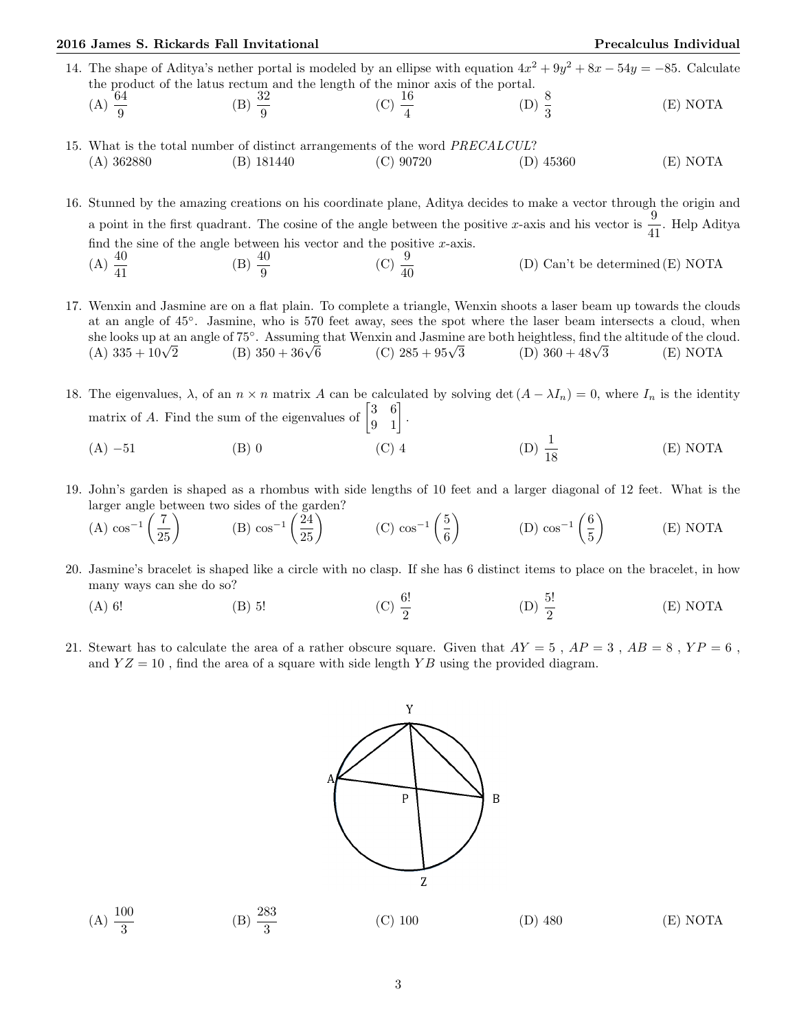14. The shape of Aditya's nether portal is modeled by an ellipse with equation $4x^2 + 9y^2 + 8x - 54y = -85$. Calculate the product of the latus rectum and the length of the minor axis of the portal.
(A) $\frac{64}{9}$ (B) $\frac{32}{9}$ (C) $\frac{16}{4}$ (D) $\frac{8}{3}$ (E) NOTA

15. What is the total number of distinct arrangements of the word *PRECALCUL*?
(A) 362880 (B) 181440 (C) 90720 (D) 45360 (E) NOTA

16. Stunned by the amazing creations on his coordinate plane, Aditya decides to make a vector through the origin and a point in the first quadrant. The cosine of the angle between the positive $x$-axis and his vector is $\frac{9}{41}$. Help Aditya find the sine of the angle between his vector and the positive $x$-axis.
(A) $\frac{40}{41}$ (B) $\frac{40}{9}$ (C) $\frac{9}{40}$ (D) Can't be determined (E) NOTA

17. Wenxin and Jasmine are on a flat plain. To complete a triangle, Wenxin shoots a laser beam up towards the clouds at an angle of 45°. Jasmine, who is 570 feet away, sees the spot where the laser beam intersects a cloud, when she looks up at an angle of 75°. Assuming that Wenxin and Jasmine are both heightless, find the altitude of the cloud.
(A) $335 + 10\sqrt{2}$ (B) $350 + 36\sqrt{6}$ (C) $285 + 95\sqrt{3}$ (D) $360 + 48\sqrt{3}$ (E) NOTA

18. The eigenvalues, $\lambda$, of an $n \times n$ matrix $A$ can be calculated by solving $\det(A - \lambda I_n) = 0$, where $I_n$ is the identity matrix of $A$. Find the sum of the eigenvalues of $\begin{bmatrix} 3 & 6 \\ 9 & 1 \end{bmatrix}$.
(A) $-51$ (B) 0 (C) 4 (D) $\frac{1}{18}$ (E) NOTA

19. John's garden is shaped as a rhombus with side lengths of 10 feet and a larger diagonal of 12 feet. What is the larger angle between two sides of the garden?
(A) $\cos^{-1}\left(\frac{7}{25}\right)$ (B) $\cos^{-1}\left(\frac{24}{25}\right)$ (C) $\cos^{-1}\left(\frac{5}{6}\right)$ (D) $\cos^{-1}\left(\frac{6}{5}\right)$ (E) NOTA

20. Jasmine's bracelet is shaped like a circle with no clasp. If she has 6 distinct items to place on the bracelet, in how many ways can she do so?
(A) $6!$ (B) $5!$ (C) $\frac{6!}{2}$ (D) $\frac{5!}{2}$ (E) NOTA

21. Stewart has to calculate the area of a rather obscure square. Given that $AY = 5$ , $AP = 3$ , $AB = 8$ , $YP = 6$ , and $YZ = 10$ , find the area of a square with side length $YB$ using the provided diagram.

(A) $\frac{100}{3}$ (B) $\frac{283}{3}$ (C) 100 (D) 480 (E) NOTA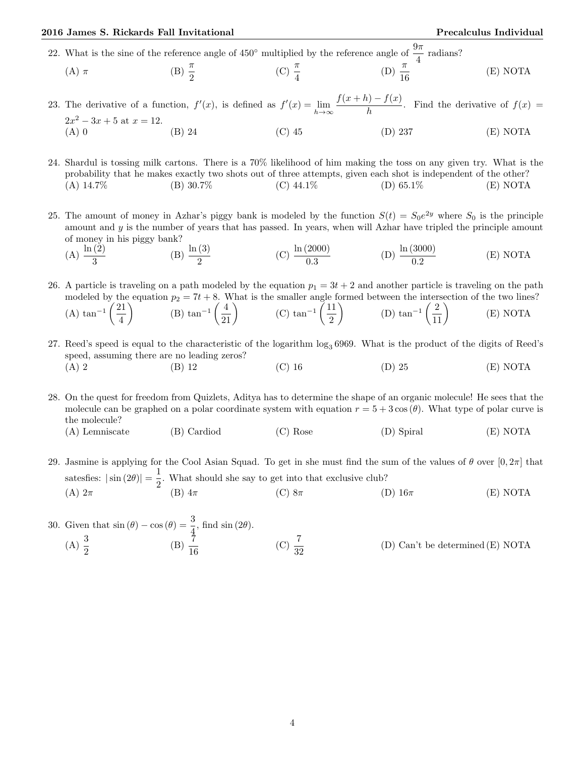22. What is the sine of the reference angle of $450°$ multiplied by the reference angle of $\frac{9\pi}{4}$ radians?

(A) $\pi$ (B) $\frac{\pi}{2}$ (C) $\frac{\pi}{4}$ (D) $\frac{\pi}{16}$ (E) NOTA

23. The derivative of a function, $f'(x)$, is defined as $f'(x) = \lim_{h\to\infty} \frac{f(x+h) - f(x)}{h}$. Find the derivative of $f(x) = 2x^2 - 3x + 5$ at $x = 12$.

(A) 0 (B) 24 (C) 45 (D) 237 (E) NOTA

24. Shardul is tossing milk cartons. There is a 70% likelihood of him making the toss on any given try. What is the probability that he makes exactly two shots out of three attempts, given each shot is independent of the other?

(A) 14.7% (B) 30.7% (C) 44.1% (D) 65.1% (E) NOTA

25. The amount of money in Azhar's piggy bank is modeled by the function $S(t) = S_0 e^{2y}$ where $S_0$ is the principle amount and $y$ is the number of years that has passed. In years, when will Azhar have tripled the principle amount of money in his piggy bank?

(A) $\frac{\ln(2)}{3}$ (B) $\frac{\ln(3)}{2}$ (C) $\frac{\ln(2000)}{0.3}$ (D) $\frac{\ln(3000)}{0.2}$ (E) NOTA

26. A particle is traveling on a path modeled by the equation $p_1 = 3t + 2$ and another particle is traveling on the path modeled by the equation $p_2 = 7t + 8$. What is the smaller angle formed between the intersection of the two lines?

(A) $\tan^{-1}\left(\frac{21}{4}\right)$ (B) $\tan^{-1}\left(\frac{4}{21}\right)$ (C) $\tan^{-1}\left(\frac{11}{2}\right)$ (D) $\tan^{-1}\left(\frac{2}{11}\right)$ (E) NOTA

27. Reed's speed is equal to the characteristic of the logarithm $\log_3 6969$. What is the product of the digits of Reed's speed, assuming there are no leading zeros?

(A) 2 (B) 12 (C) 16 (D) 25 (E) NOTA

28. On the quest for freedom from Quizlets, Aditya has to determine the shape of an organic molecule! He sees that the molecule can be graphed on a polar coordinate system with equation $r = 5 + 3\cos(\theta)$. What type of polar curve is the molecule?

(A) Lemniscate (B) Cardiod (C) Rose (D) Spiral (E) NOTA

29. Jasmine is applying for the Cool Asian Squad. To get in she must find the sum of the values of $\theta$ over $[0, 2\pi]$ that satesfies: $|\sin(2\theta)| = \frac{1}{2}$. What should she say to get into that exclusive club?

(A) $2\pi$ (B) $4\pi$ (C) $8\pi$ (D) $16\pi$ (E) NOTA

30. Given that $\sin(\theta) - \cos(\theta) = \frac{3}{4}$, find $\sin(2\theta)$.

(A) $\frac{3}{2}$ (B) $\frac{7}{16}$ (C) $\frac{7}{32}$ (D) Can't be determined (E) NOTA